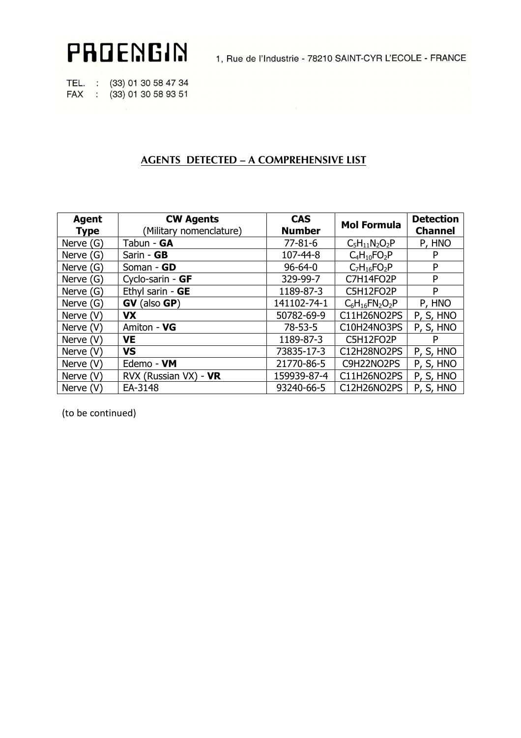# PROENGIN

1, Rue de l'Industrie - 78210 SAINT-CYR L'ECOLE - FRANCE

TEL. : (33) 01 30 58 47 34
FAX : (33) 01 30 58 93 51

## AGENTS DETECTED – A COMPREHENSIVE LIST

| **Agent Type** | **CW Agents** (Military nomenclature) | **CAS Number** | **Mol Formula** | **Detection Channel** |
|---|---|---|---|---|
| Nerve (G) | Tabun - **GA** | 77-81-6 | $C_5H_{11}N_2O_2P$ | P, HNO |
| Nerve (G) | Sarin - **GB** | 107-44-8 | $C_4H_{10}FO_2P$ | P |
| Nerve (G) | Soman - **GD** | 96-64-0 | $C_7H_{16}FO_2P$ | P |
| Nerve (G) | Cyclo-sarin - **GF** | 329-99-7 | C7H14FO2P | P |
| Nerve (G) | Ethyl sarin - **GE** | 1189-87-3 | C5H12FO2P | P |
| Nerve (G) | **GV** (also **GP**) | 141102-74-1 | $C_6H_{16}FN_2O_2P$ | P, HNO |
| Nerve (V) | **VX** | 50782-69-9 | C11H26NO2PS | P, S, HNO |
| Nerve (V) | Amiton - **VG** | 78-53-5 | C10H24NO3PS | P, S, HNO |
| Nerve (V) | **VE** | 1189-87-3 | C5H12FO2P | P |
| Nerve (V) | **VS** | 73835-17-3 | C12H28NO2PS | P, S, HNO |
| Nerve (V) | Edemo - **VM** | 21770-86-5 | C9H22NO2PS | P, S, HNO |
| Nerve (V) | RVX (Russian VX) - **VR** | 159939-87-4 | C11H26NO2PS | P, S, HNO |
| Nerve (V) | EA-3148 | 93240-66-5 | C12H26NO2PS | P, S, HNO |

(to be continued)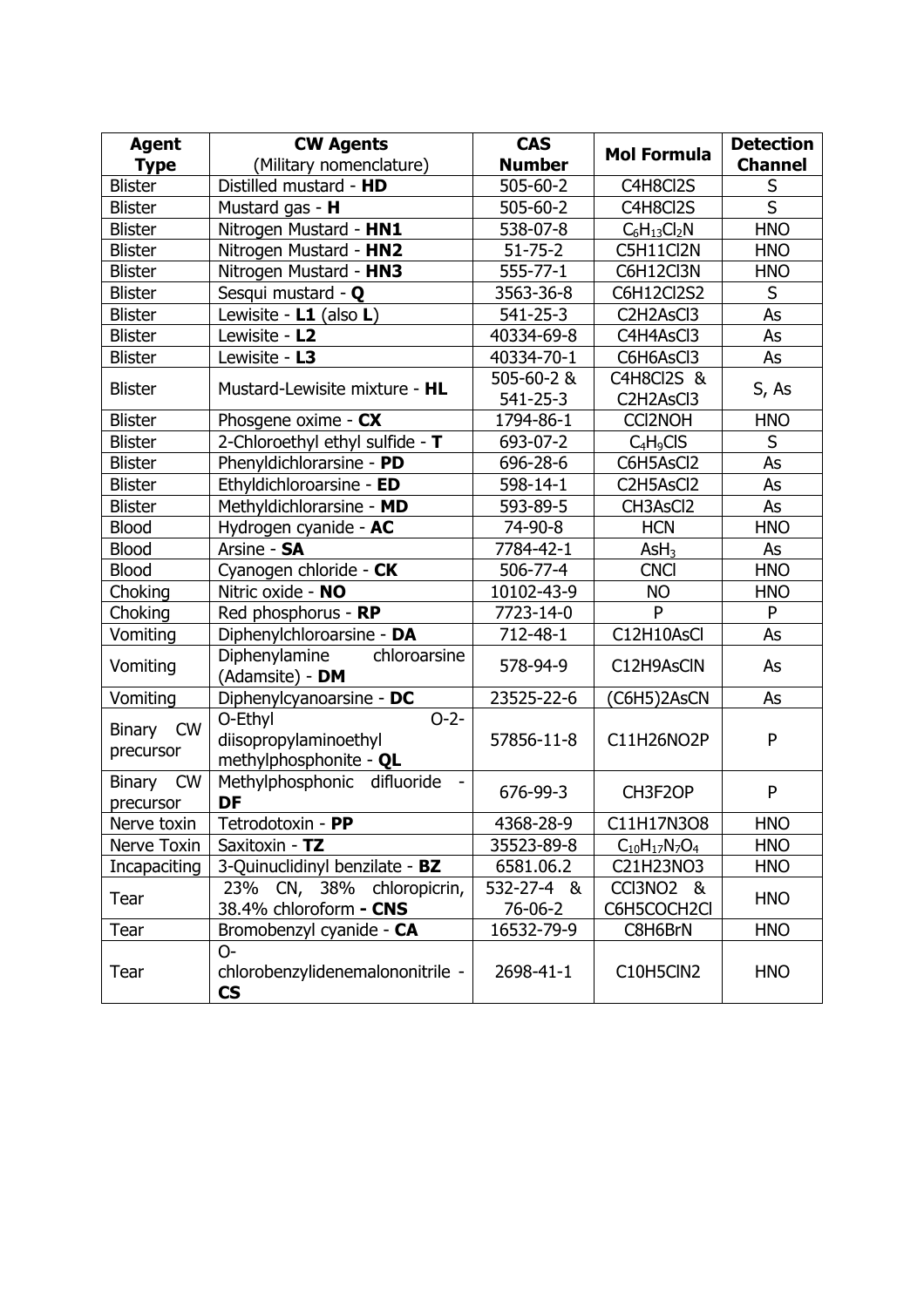| Agent Type | CW Agents (Military nomenclature) | CAS Number | Mol Formula | Detection Channel |
|---|---|---|---|---|
| Blister | Distilled mustard - **HD** | 505-60-2 | $C_4H_8Cl_2S$ | S |
| Blister | Mustard gas - **H** | 505-60-2 | $C_4H_8Cl_2S$ | S |
| Blister | Nitrogen Mustard - **HN1** | 538-07-8 | $C_6H_{13}Cl_2N$ | HNO |
| Blister | Nitrogen Mustard - **HN2** | 51-75-2 | $C_5H_{11}Cl_2N$ | HNO |
| Blister | Nitrogen Mustard - **HN3** | 555-77-1 | $C_6H_{12}Cl_3N$ | HNO |
| Blister | Sesqui mustard - **Q** | 3563-36-8 | $C_6H_{12}Cl_2S_2$ | S |
| Blister | Lewisite - **L1** (also **L**) | 541-25-3 | $C_2H_2AsCl_3$ | As |
| Blister | Lewisite - **L2** | 40334-69-8 | $C_4H_4AsCl_3$ | As |
| Blister | Lewisite - **L3** | 40334-70-1 | $C_6H_6AsCl_3$ | As |
| Blister | Mustard-Lewisite mixture - **HL** | 505-60-2 & 541-25-3 | $C_4H_8Cl_2S$ & $C_2H_2AsCl_3$ | S, As |
| Blister | Phosgene oxime - **CX** | 1794-86-1 | $CCl_2NOH$ | HNO |
| Blister | 2-Chloroethyl ethyl sulfide - **T** | 693-07-2 | $C_4H_9ClS$ | S |
| Blister | Phenyldichlorarsine - **PD** | 696-28-6 | $C_6H_5AsCl_2$ | As |
| Blister | Ethyldichloroarsine - **ED** | 598-14-1 | $C_2H_5AsCl_2$ | As |
| Blister | Methyldichlorarsine - **MD** | 593-89-5 | $CH_3AsCl_2$ | As |
| Blood | Hydrogen cyanide - **AC** | 74-90-8 | $HCN$ | HNO |
| Blood | Arsine - **SA** | 7784-42-1 | $AsH_3$ | As |
| Blood | Cyanogen chloride - **CK** | 506-77-4 | $CNCl$ | HNO |
| Choking | Nitric oxide - **NO** | 10102-43-9 | $NO$ | HNO |
| Choking | Red phosphorus - **RP** | 7723-14-0 | $P$ | P |
| Vomiting | Diphenylchloroarsine - **DA** | 712-48-1 | $C_{12}H_{10}AsCl$ | As |
| Vomiting | Diphenylamine chloroarsine (Adamsite) - **DM** | 578-94-9 | $C_{12}H_9AsClN$ | As |
| Vomiting | Diphenylcyanoarsine - **DC** | 23525-22-6 | $(C_6H_5)_2AsCN$ | As |
| Binary CW precursor | O-Ethyl O-2-diisopropylaminoethyl methylphosphonite - **QL** | 57856-11-8 | $C_{11}H_{26}NO_2P$ | P |
| Binary CW precursor | Methylphosphonic difluoride - **DF** | 676-99-3 | $CH_3F_2OP$ | P |
| Nerve toxin | Tetrodotoxin - **PP** | 4368-28-9 | $C_{11}H_{17}N_3O_8$ | HNO |
| Nerve Toxin | Saxitoxin - **TZ** | 35523-89-8 | $C_{10}H_{17}N_7O_4$ | HNO |
| Incapaciting | 3-Quinuclidinyl benzilate - **BZ** | 6581.06.2 | $C_{21}H_{23}NO_3$ | HNO |
| Tear | 23% CN, 38% chloropicrin, 38.4% chloroform **- CNS** | 532-27-4 & 76-06-2 | $CCl_3NO_2$ & $C_6H_5COCH_2Cl$ | HNO |
| Tear | Bromobenzyl cyanide - **CA** | 16532-79-9 | $C_8H_6BrN$ | HNO |
| Tear | O-chlorobenzylidenemalononitrile - **CS** | 2698-41-1 | $C_{10}H_5ClN_2$ | HNO |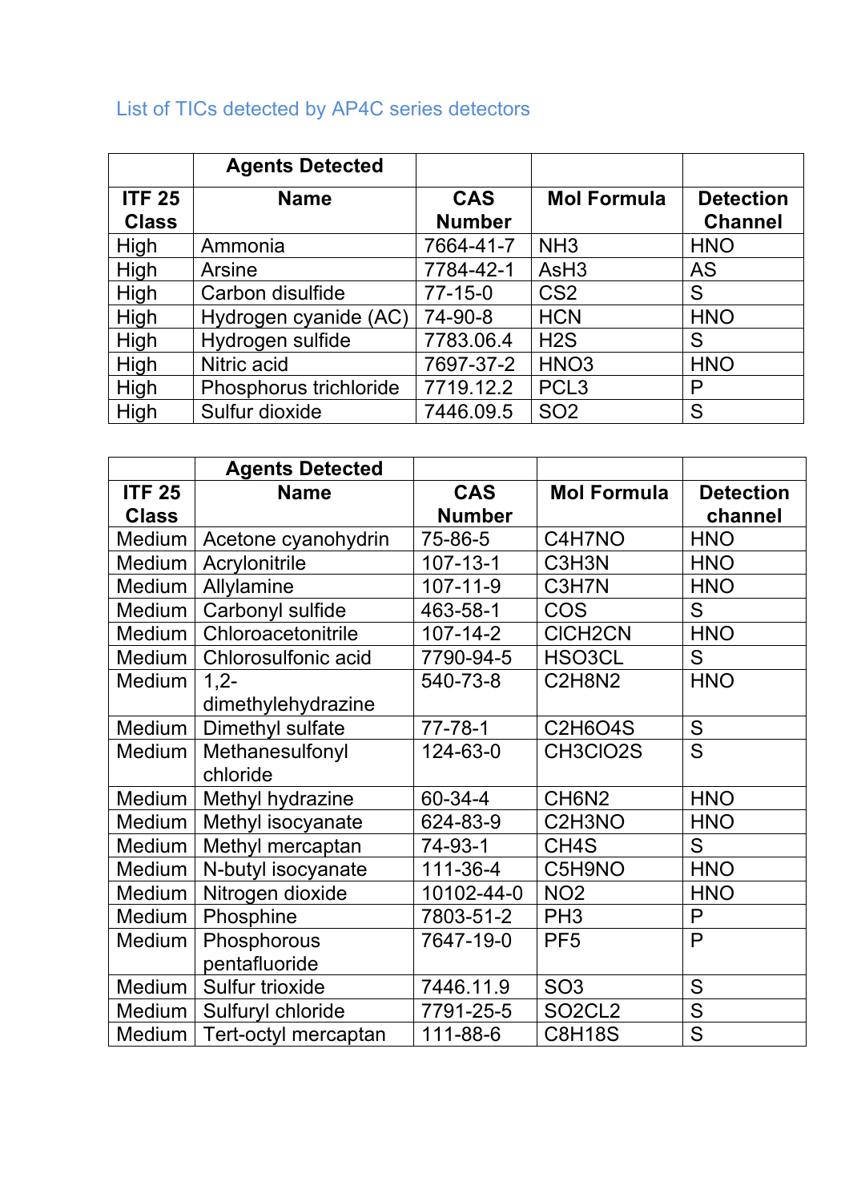## List of TICs detected by AP4C series detectors

| | Agents Detected | | | |
|---|---|---|---|---|
| **ITF 25 Class** | **Name** | **CAS Number** | **Mol Formula** | **Detection Channel** |
| High | Ammonia | 7664-41-7 | $NH_3$ | HNO |
| High | Arsine | 7784-42-1 | $AsH_3$ | AS |
| High | Carbon disulfide | 77-15-0 | $CS_2$ | S |
| High | Hydrogen cyanide (AC) | 74-90-8 | HCN | HNO |
| High | Hydrogen sulfide | 7783.06.4 | $H_2S$ | S |
| High | Nitric acid | 7697-37-2 | $HNO_3$ | HNO |
| High | Phosphorus trichloride | 7719.12.2 | $PCL_3$ | P |
| High | Sulfur dioxide | 7446.09.5 | $SO_2$ | S |

| | Agents Detected | | | |
|---|---|---|---|---|
| **ITF 25 Class** | **Name** | **CAS Number** | **Mol Formula** | **Detection channel** |
| Medium | Acetone cyanohydrin | 75-86-5 | $C_4H_7NO$ | HNO |
| Medium | Acrylonitrile | 107-13-1 | $C_3H_3N$ | HNO |
| Medium | Allylamine | 107-11-9 | $C_3H_7N$ | HNO |
| Medium | Carbonyl sulfide | 463-58-1 | COS | S |
| Medium | Chloroacetonitrile | 107-14-2 | $ClCH_2CN$ | HNO |
| Medium | Chlorosulfonic acid | 7790-94-5 | $HSO_3CL$ | S |
| Medium | 1,2-dimethylehydrazine | 540-73-8 | $C_2H_8N_2$ | HNO |
| Medium | Dimethyl sulfate | 77-78-1 | $C_2H_6O_4S$ | S |
| Medium | Methanesulfonyl chloride | 124-63-0 | $CH_3ClO_2S$ | S |
| Medium | Methyl hydrazine | 60-34-4 | $CH_6N_2$ | HNO |
| Medium | Methyl isocyanate | 624-83-9 | $C_2H_3NO$ | HNO |
| Medium | Methyl mercaptan | 74-93-1 | $CH_4S$ | S |
| Medium | N-butyl isocyanate | 111-36-4 | $C_5H_9NO$ | HNO |
| Medium | Nitrogen dioxide | 10102-44-0 | $NO_2$ | HNO |
| Medium | Phosphine | 7803-51-2 | $PH_3$ | P |
| Medium | Phosphorous pentafluoride | 7647-19-0 | $PF_5$ | P |
| Medium | Sulfur trioxide | 7446.11.9 | $SO_3$ | S |
| Medium | Sulfuryl chloride | 7791-25-5 | $SO_2CL_2$ | S |
| Medium | Tert-octyl mercaptan | 111-88-6 | $C_8H_{18}S$ | S |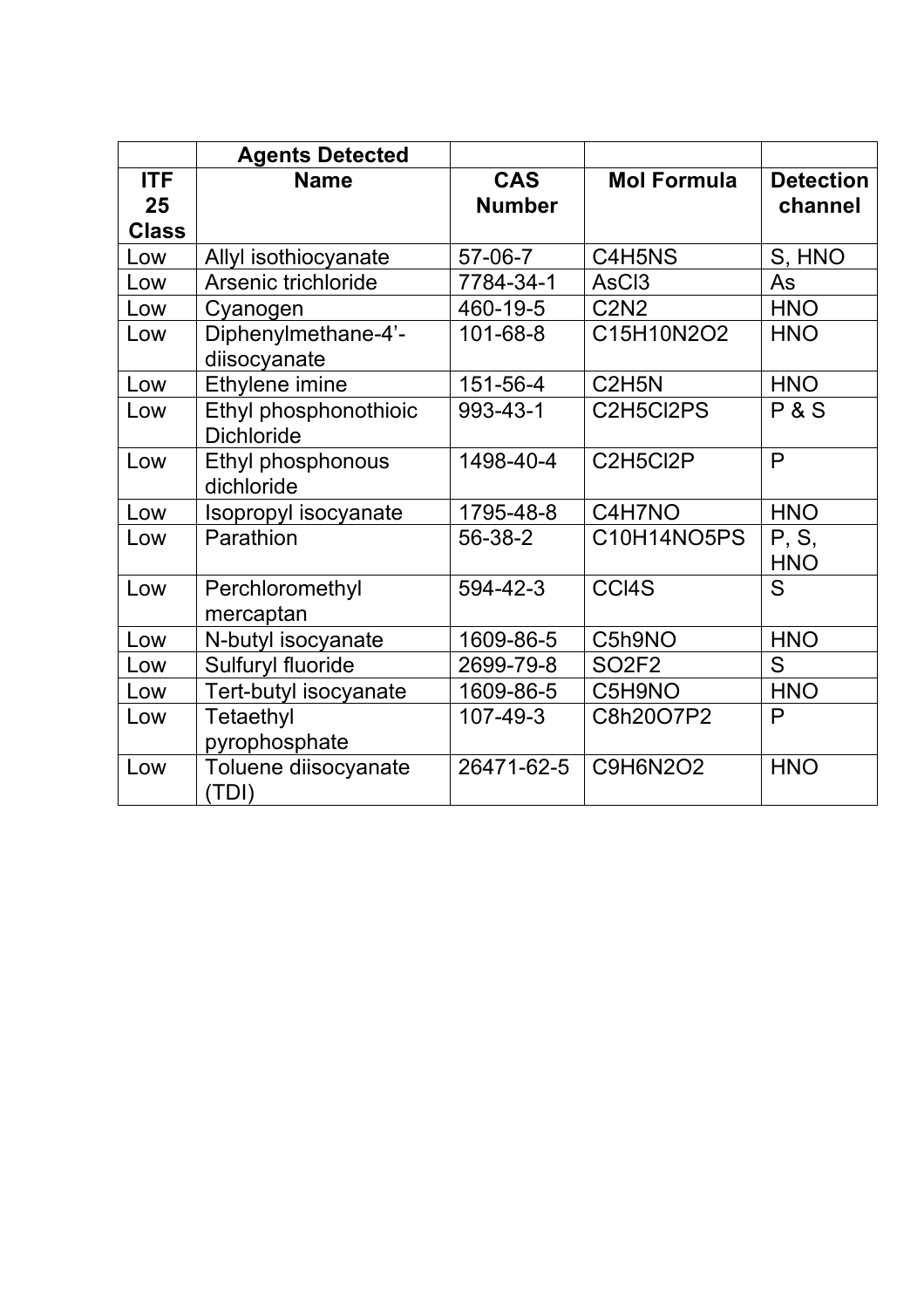| | Agents Detected | | | |
|---|---|---|---|---|
| ITF 25 Class | Name | CAS Number | Mol Formula | Detection channel |
| Low | Allyl isothiocyanate | 57-06-7 | $C_4H_5NS$ | S, HNO |
| Low | Arsenic trichloride | 7784-34-1 | $AsCl_3$ | As |
| Low | Cyanogen | 460-19-5 | $C_2N_2$ | HNO |
| Low | Diphenylmethane-4’-diisocyanate | 101-68-8 | $C_{15}H_{10}N_2O_2$ | HNO |
| Low | Ethylene imine | 151-56-4 | $C_2H_5N$ | HNO |
| Low | Ethyl phosphonothioic Dichloride | 993-43-1 | $C_2H_5Cl_2PS$ | P & S |
| Low | Ethyl phosphonous dichloride | 1498-40-4 | $C_2H_5Cl_2P$ | P |
| Low | Isopropyl isocyanate | 1795-48-8 | $C_4H_7NO$ | HNO |
| Low | Parathion | 56-38-2 | $C_{10}H_{14}NO_5PS$ | P, S, HNO |
| Low | Perchloromethyl mercaptan | 594-42-3 | $CCl_4S$ | S |
| Low | N-butyl isocyanate | 1609-86-5 | $C_5h_9NO$ | HNO |
| Low | Sulfuryl fluoride | 2699-79-8 | $SO_2F_2$ | S |
| Low | Tert-butyl isocyanate | 1609-86-5 | $C_5H_9NO$ | HNO |
| Low | Tetaethyl pyrophosphate | 107-49-3 | $C_8h_{20}O_7P_2$ | P |
| Low | Toluene diisocyanate (TDI) | 26471-62-5 | $C_9H_6N_2O_2$ | HNO |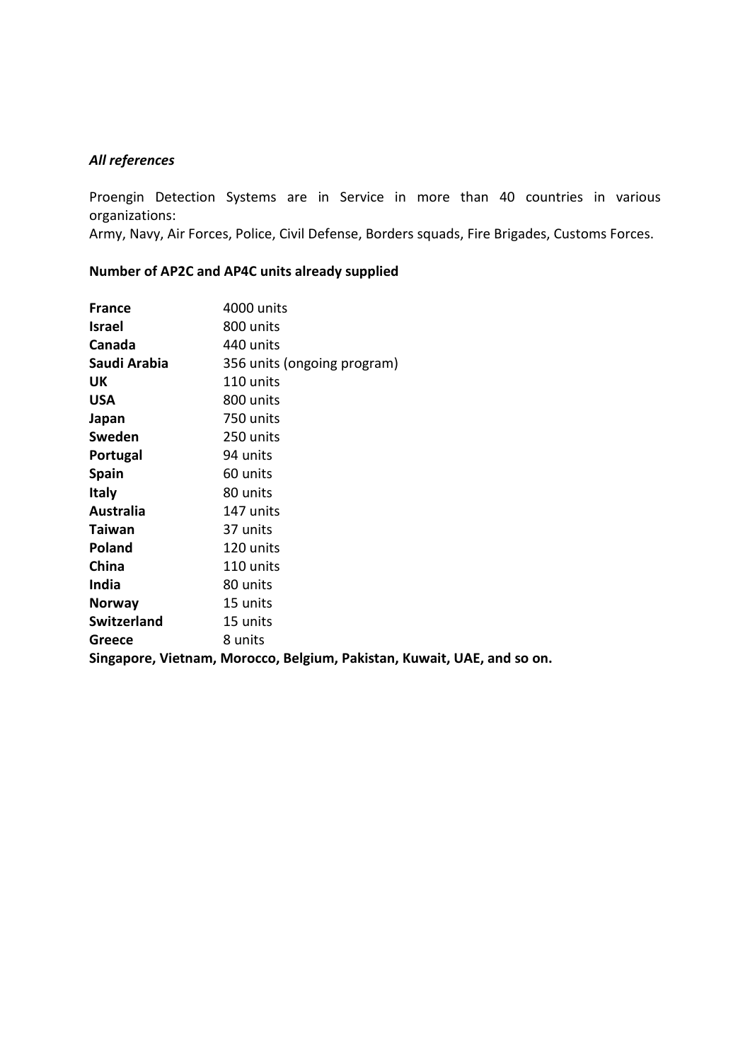*All references*

Proengin Detection Systems are in Service in more than 40 countries in various organizations:
Army, Navy, Air Forces, Police, Civil Defense, Borders squads, Fire Brigades, Customs Forces.

**Number of AP2C and AP4C units already supplied**

| | |
|---|---|
| **France** | 4000 units |
| **Israel** | 800 units |
| **Canada** | 440 units |
| **Saudi Arabia** | 356 units (ongoing program) |
| **UK** | 110 units |
| **USA** | 800 units |
| **Japan** | 750 units |
| **Sweden** | 250 units |
| **Portugal** | 94 units |
| **Spain** | 60 units |
| **Italy** | 80 units |
| **Australia** | 147 units |
| **Taiwan** | 37 units |
| **Poland** | 120 units |
| **China** | 110 units |
| **India** | 80 units |
| **Norway** | 15 units |
| **Switzerland** | 15 units |
| **Greece** | 8 units |

**Singapore, Vietnam, Morocco, Belgium, Pakistan, Kuwait, UAE, and so on.**